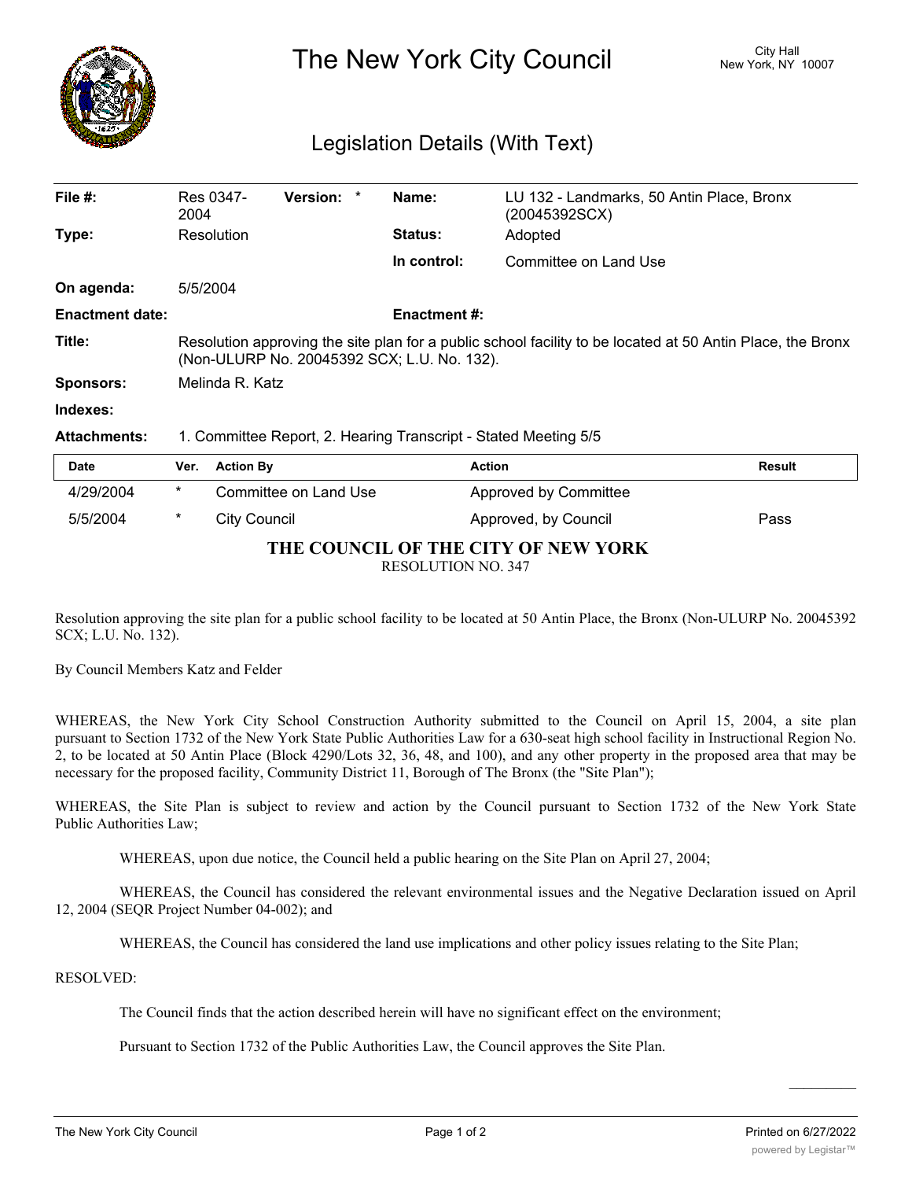# The New York City Council

City Hall
New York, NY 10007

## Legislation Details (With Text)

| | | | | | |
|---|---|---|---|---|---|
| **File #:** | Res 0347-2004 | **Version:** | * | **Name:** | LU 132 - Landmarks, 50 Antin Place, Bronx (20045392SCX) |
| **Type:** | Resolution | | | **Status:** | Adopted |
| | | | | **In control:** | Committee on Land Use |
| **On agenda:** | 5/5/2004 | | | | |
| **Enactment date:** | | | | **Enactment #:** | |

**Title:** Resolution approving the site plan for a public school facility to be located at 50 Antin Place, the Bronx (Non-ULURP No. 20045392 SCX; L.U. No. 132).

**Sponsors:** Melinda R. Katz

**Indexes:**

**Attachments:** 1. Committee Report, 2. Hearing Transcript - Stated Meeting 5/5

| Date | Ver. | Action By | Action | Result |
|---|---|---|---|---|
| 4/29/2004 | * | Committee on Land Use | Approved by Committee | |
| 5/5/2004 | * | City Council | Approved, by Council | Pass |

**THE COUNCIL OF THE CITY OF NEW YORK**

RESOLUTION NO. 347

Resolution approving the site plan for a public school facility to be located at 50 Antin Place, the Bronx (Non-ULURP No. 20045392 SCX; L.U. No. 132).

By Council Members Katz and Felder

WHEREAS, the New York City School Construction Authority submitted to the Council on April 15, 2004, a site plan pursuant to Section 1732 of the New York State Public Authorities Law for a 630-seat high school facility in Instructional Region No. 2, to be located at 50 Antin Place (Block 4290/Lots 32, 36, 48, and 100), and any other property in the proposed area that may be necessary for the proposed facility, Community District 11, Borough of The Bronx (the "Site Plan");

WHEREAS, the Site Plan is subject to review and action by the Council pursuant to Section 1732 of the New York State Public Authorities Law;

WHEREAS, upon due notice, the Council held a public hearing on the Site Plan on April 27, 2004;

WHEREAS, the Council has considered the relevant environmental issues and the Negative Declaration issued on April 12, 2004 (SEQR Project Number 04-002); and

WHEREAS, the Council has considered the land use implications and other policy issues relating to the Site Plan;

RESOLVED:

The Council finds that the action described herein will have no significant effect on the environment;

Pursuant to Section 1732 of the Public Authorities Law, the Council approves the Site Plan.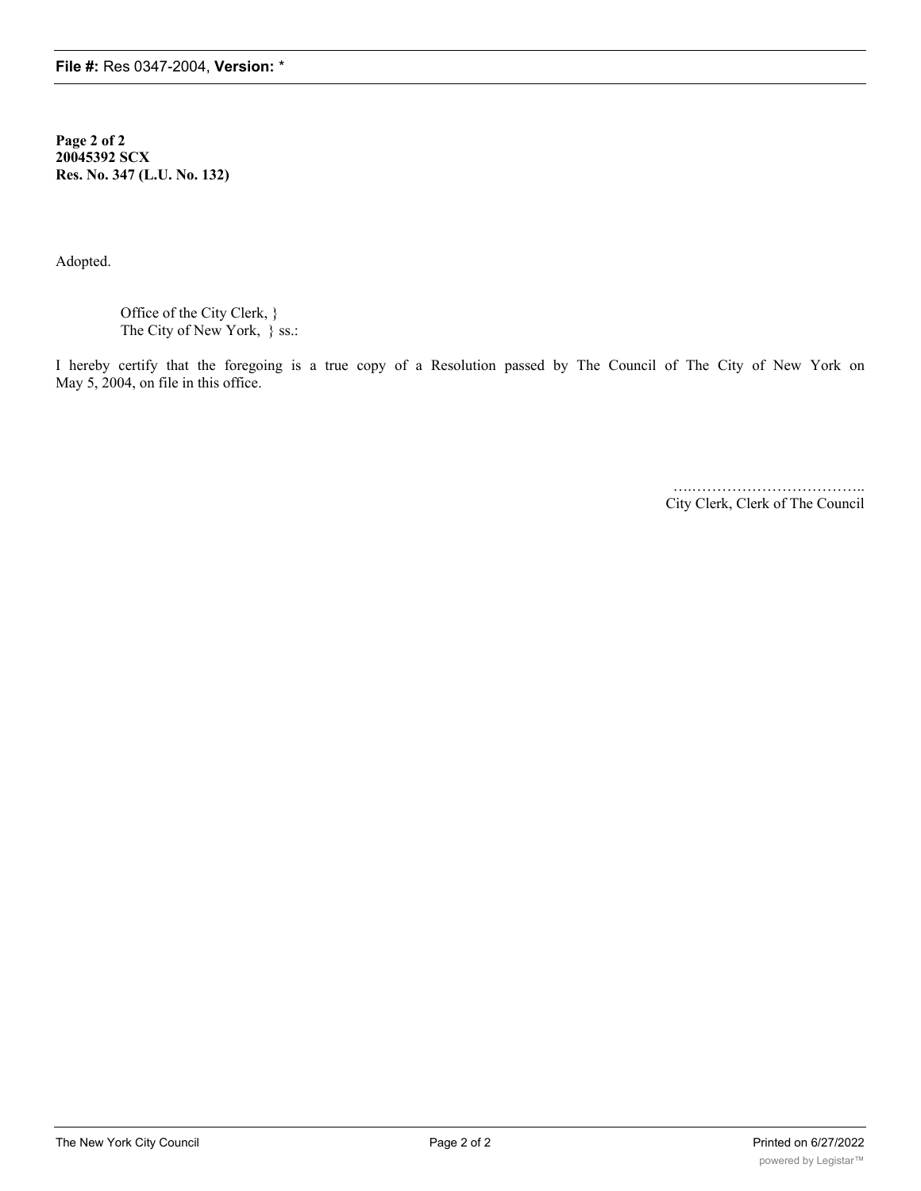**Page 2 of 2**
**20045392 SCX**
**Res. No. 347 (L.U. No. 132)**

Adopted.

Office of the City Clerk, }
The City of New York, } ss.:

I hereby certify that the foregoing is a true copy of a Resolution passed by The Council of The City of New York on May 5, 2004, on file in this office.

…..……………………………..
City Clerk, Clerk of The Council